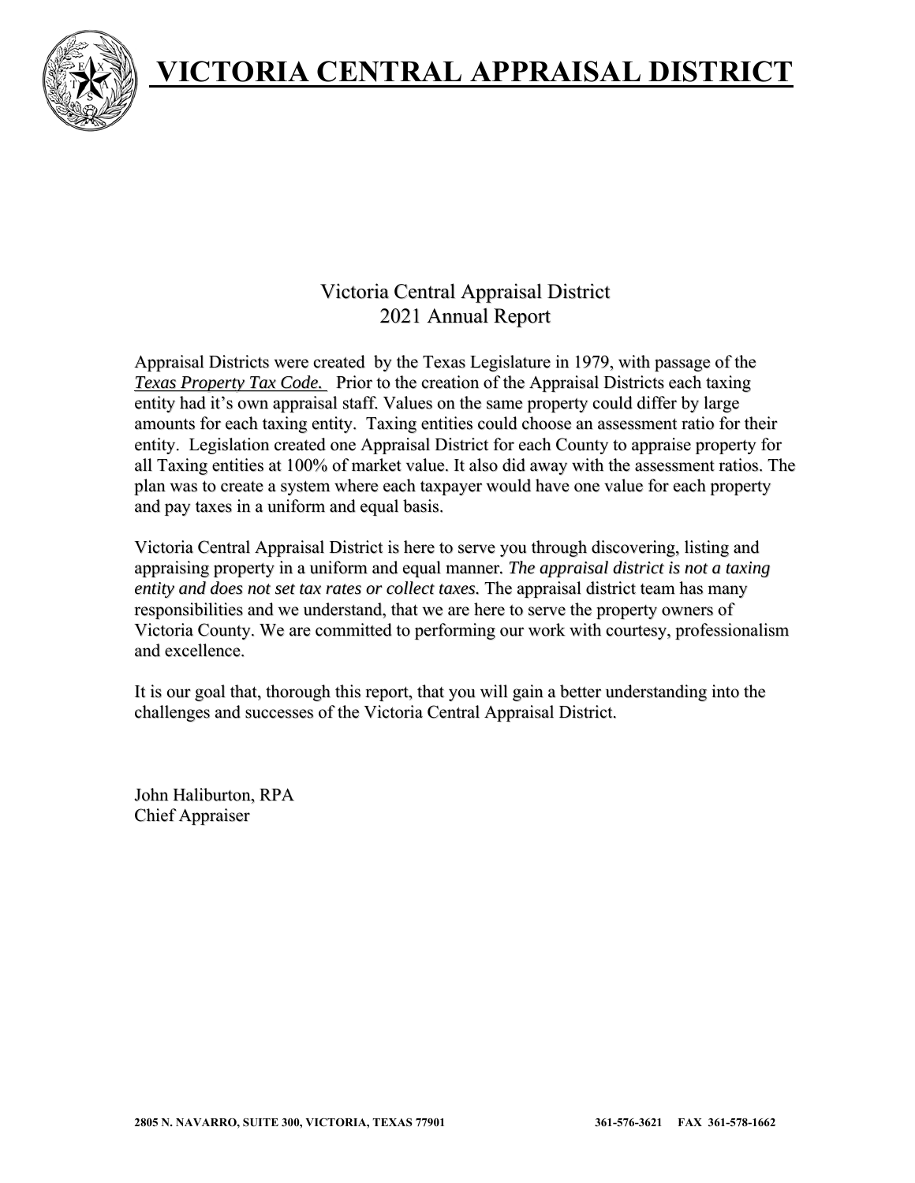# VICTORIA CENTRAL APPRAISAL DISTRICT

## Victoria Central Appraisal District
## 2021 Annual Report

Appraisal Districts were created by the Texas Legislature in 1979, with passage of the ***Texas Property Tax Code.*** Prior to the creation of the Appraisal Districts each taxing entity had it's own appraisal staff. Values on the same property could differ by large amounts for each taxing entity. Taxing entities could choose an assessment ratio for their entity. Legislation created one Appraisal District for each County to appraise property for all Taxing entities at 100% of market value. It also did away with the assessment ratios. The plan was to create a system where each taxpayer would have one value for each property and pay taxes in a uniform and equal basis.

Victoria Central Appraisal District is here to serve you through discovering, listing and appraising property in a uniform and equal manner. *The appraisal district is not a taxing entity and does not set tax rates or collect taxes.* The appraisal district team has many responsibilities and we understand, that we are here to serve the property owners of Victoria County. We are committed to performing our work with courtesy, professionalism and excellence.

It is our goal that, thorough this report, that you will gain a better understanding into the challenges and successes of the Victoria Central Appraisal District.

John Haliburton, RPA
Chief Appraiser

2805 N. NAVARRO, SUITE 300, VICTORIA, TEXAS 77901 361-576-3621 FAX 361-578-1662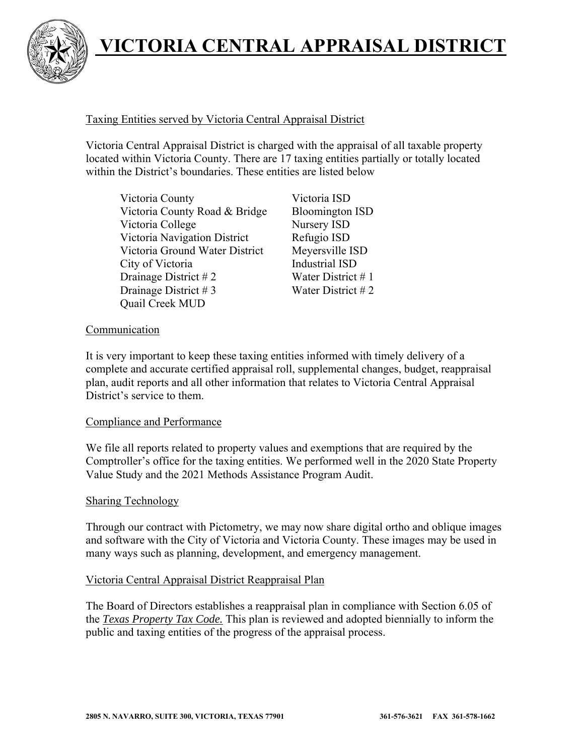# VICTORIA CENTRAL APPRAISAL DISTRICT

## Taxing Entities served by Victoria Central Appraisal District

Victoria Central Appraisal District is charged with the appraisal of all taxable property located within Victoria County. There are 17 taxing entities partially or totally located within the District's boundaries. These entities are listed below

- Victoria County
- Victoria County Road & Bridge
- Victoria College
- Victoria Navigation District
- Victoria Ground Water District
- City of Victoria
- Drainage District # 2
- Drainage District # 3
- Quail Creek MUD
- Victoria ISD
- Bloomington ISD
- Nursery ISD
- Refugio ISD
- Meyersville ISD
- Industrial ISD
- Water District # 1
- Water District # 2

## Communication

It is very important to keep these taxing entities informed with timely delivery of a complete and accurate certified appraisal roll, supplemental changes, budget, reappraisal plan, audit reports and all other information that relates to Victoria Central Appraisal District's service to them.

## Compliance and Performance

We file all reports related to property values and exemptions that are required by the Comptroller's office for the taxing entities. We performed well in the 2020 State Property Value Study and the 2021 Methods Assistance Program Audit.

## Sharing Technology

Through our contract with Pictometry, we may now share digital ortho and oblique images and software with the City of Victoria and Victoria County. These images may be used in many ways such as planning, development, and emergency management.

## Victoria Central Appraisal District Reappraisal Plan

The Board of Directors establishes a reappraisal plan in compliance with Section 6.05 of the ***Texas Property Tax Code.*** This plan is reviewed and adopted biennially to inform the public and taxing entities of the progress of the appraisal process.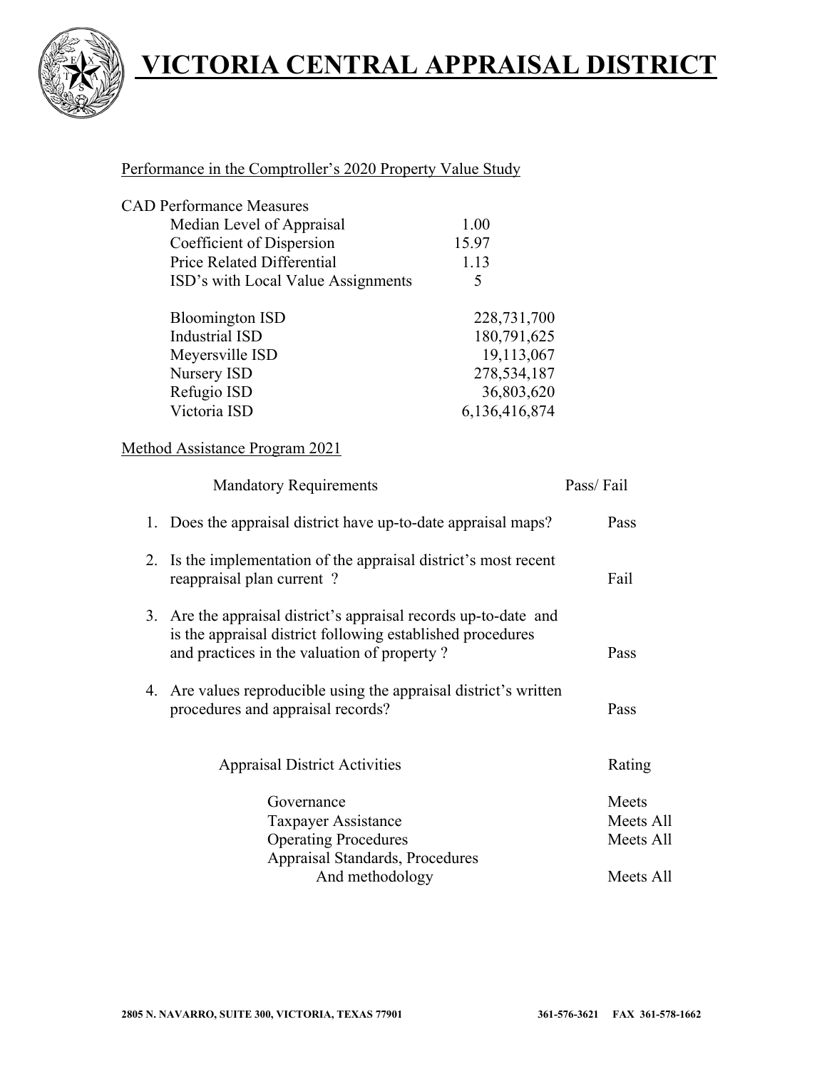# VICTORIA CENTRAL APPRAISAL DISTRICT

## Performance in the Comptroller's 2020 Property Value Study

CAD Performance Measures

| | |
|---|---|
| Median Level of Appraisal | 1.00 |
| Coefficient of Dispersion | 15.97 |
| Price Related Differential | 1.13 |
| ISD's with Local Value Assignments | 5 |

| | |
|---|---|
| Bloomington ISD | 228,731,700 |
| Industrial ISD | 180,791,625 |
| Meyersville ISD | 19,113,067 |
| Nursery ISD | 278,534,187 |
| Refugio ISD | 36,803,620 |
| Victoria ISD | 6,136,416,874 |

## Method Assistance Program 2021

| Mandatory Requirements | Pass/ Fail |
|---|---|
| 1. Does the appraisal district have up-to-date appraisal maps? | Pass |
| 2. Is the implementation of the appraisal district's most recent reappraisal plan current ? | Fail |
| 3. Are the appraisal district's appraisal records up-to-date and is the appraisal district following established procedures and practices in the valuation of property ? | Pass |
| 4. Are values reproducible using the appraisal district's written procedures and appraisal records? | Pass |

| Appraisal District Activities | Rating |
|---|---|
| Governance | Meets |
| Taxpayer Assistance | Meets All |
| Operating Procedures | Meets All |
| Appraisal Standards, Procedures And methodology | Meets All |

2805 N. NAVARRO, SUITE 300, VICTORIA, TEXAS 77901 361-576-3621 FAX 361-578-1662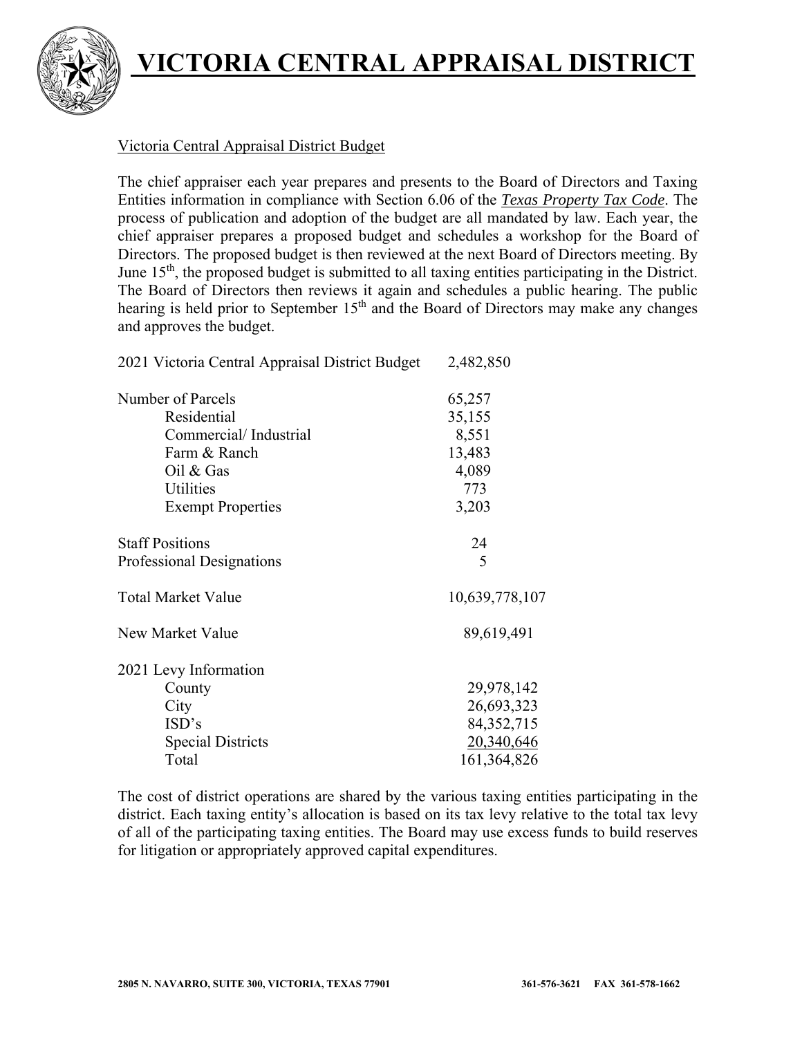# VICTORIA CENTRAL APPRAISAL DISTRICT

Victoria Central Appraisal District Budget

The chief appraiser each year prepares and presents to the Board of Directors and Taxing Entities information in compliance with Section 6.06 of the ***Texas Property Tax Code***. The process of publication and adoption of the budget are all mandated by law. Each year, the chief appraiser prepares a proposed budget and schedules a workshop for the Board of Directors. The proposed budget is then reviewed at the next Board of Directors meeting. By June 15th, the proposed budget is submitted to all taxing entities participating in the District. The Board of Directors then reviews it again and schedules a public hearing. The public hearing is held prior to September 15th and the Board of Directors may make any changes and approves the budget.

| | |
|---|---|
| 2021 Victoria Central Appraisal District Budget | 2,482,850 |
| | |
| Number of Parcels | 65,257 |
| Residential | 35,155 |
| Commercial/ Industrial | 8,551 |
| Farm & Ranch | 13,483 |
| Oil & Gas | 4,089 |
| Utilities | 773 |
| Exempt Properties | 3,203 |
| | |
| Staff Positions | 24 |
| Professional Designations | 5 |
| | |
| Total Market Value | 10,639,778,107 |
| | |
| New Market Value | 89,619,491 |
| | |
| 2021 Levy Information | |
| County | 29,978,142 |
| City | 26,693,323 |
| ISD's | 84,352,715 |
| Special Districts | 20,340,646 |
| Total | 161,364,826 |

The cost of district operations are shared by the various taxing entities participating in the district. Each taxing entity's allocation is based on its tax levy relative to the total tax levy of all of the participating taxing entities. The Board may use excess funds to build reserves for litigation or appropriately approved capital expenditures.

2805 N. NAVARRO, SUITE 300, VICTORIA, TEXAS 77901 361-576-3621 FAX 361-578-1662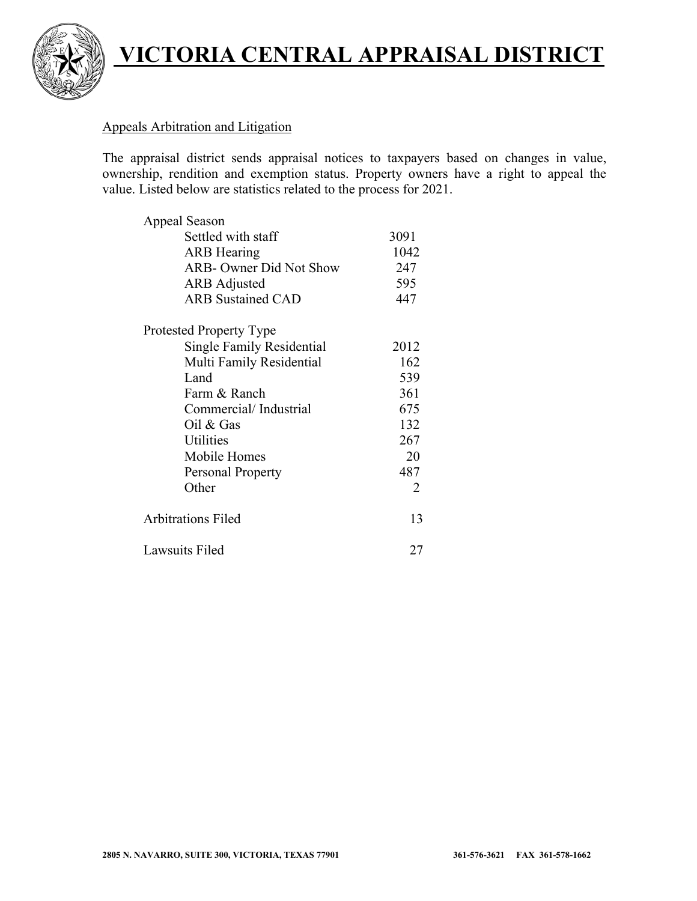# VICTORIA CENTRAL APPRAISAL DISTRICT

Appeals Arbitration and Litigation

The appraisal district sends appraisal notices to taxpayers based on changes in value, ownership, rendition and exemption status. Property owners have a right to appeal the value. Listed below are statistics related to the process for 2021.

| | |
|---|---|
| **Appeal Season** | |
| Settled with staff | 3091 |
| ARB Hearing | 1042 |
| ARB- Owner Did Not Show | 247 |
| ARB Adjusted | 595 |
| ARB Sustained CAD | 447 |
| **Protested Property Type** | |
| Single Family Residential | 2012 |
| Multi Family Residential | 162 |
| Land | 539 |
| Farm & Ranch | 361 |
| Commercial/ Industrial | 675 |
| Oil & Gas | 132 |
| Utilities | 267 |
| Mobile Homes | 20 |
| Personal Property | 487 |
| Other | 2 |
| **Arbitrations Filed** | 13 |
| **Lawsuits Filed** | 27 |

2805 N. NAVARRO, SUITE 300, VICTORIA, TEXAS 77901 361-576-3621 FAX 361-578-1662